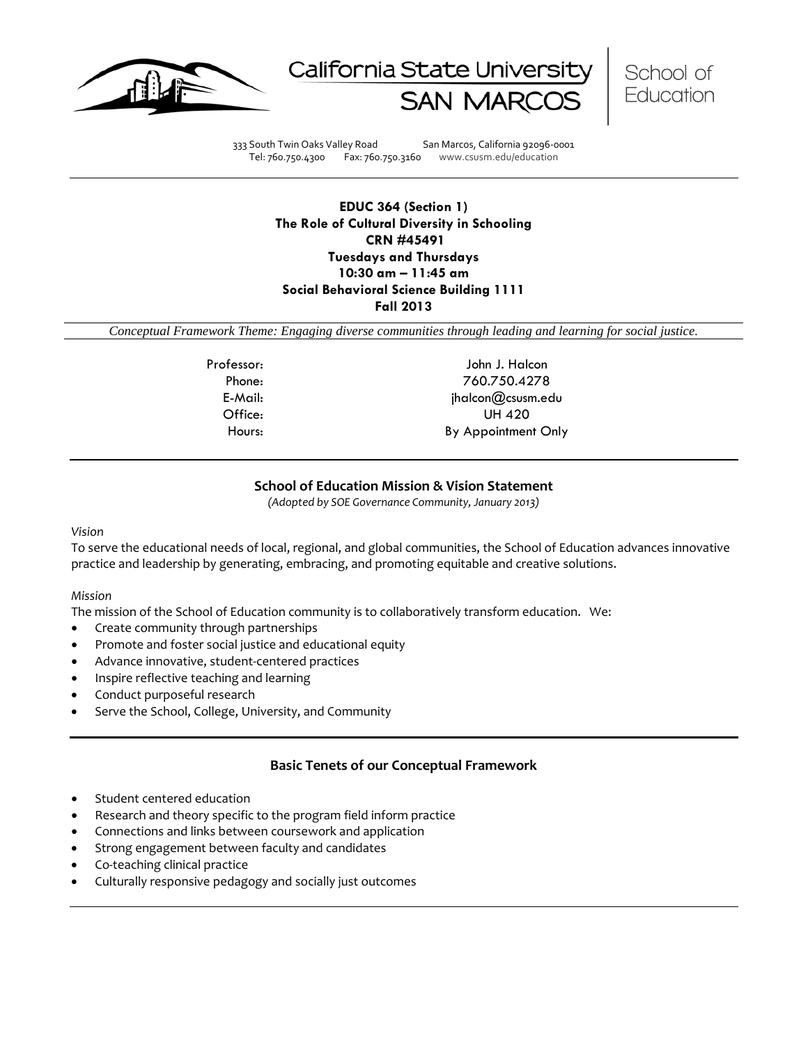California State University SAN MARCOS | School of Education

333 South Twin Oaks Valley Road San Marcos, California 92096-0001
Tel: 760.750.4300 Fax: 760.750.3160 www.csusm.edu/education

---

**EDUC 364 (Section 1)**
**The Role of Cultural Diversity in Schooling**
**CRN #45491**
**Tuesdays and Thursdays**
**10:30 am – 11:45 am**
**Social Behavioral Science Building 1111**
**Fall 2013**

*Conceptual Framework Theme: Engaging diverse communities through leading and learning for social justice.*

| | |
|---|---|
| Professor: | John J. Halcon |
| Phone: | 760.750.4278 |
| E-Mail: | jhalcon@csusm.edu |
| Office: | UH 420 |
| Hours: | By Appointment Only |

---

## School of Education Mission & Vision Statement

*(Adopted by SOE Governance Community, January 2013)*

*Vision*

To serve the educational needs of local, regional, and global communities, the School of Education advances innovative practice and leadership by generating, embracing, and promoting equitable and creative solutions.

*Mission*

The mission of the School of Education community is to collaboratively transform education. We:

- Create community through partnerships
- Promote and foster social justice and educational equity
- Advance innovative, student-centered practices
- Inspire reflective teaching and learning
- Conduct purposeful research
- Serve the School, College, University, and Community

---

## Basic Tenets of our Conceptual Framework

- Student centered education
- Research and theory specific to the program field inform practice
- Connections and links between coursework and application
- Strong engagement between faculty and candidates
- Co-teaching clinical practice
- Culturally responsive pedagogy and socially just outcomes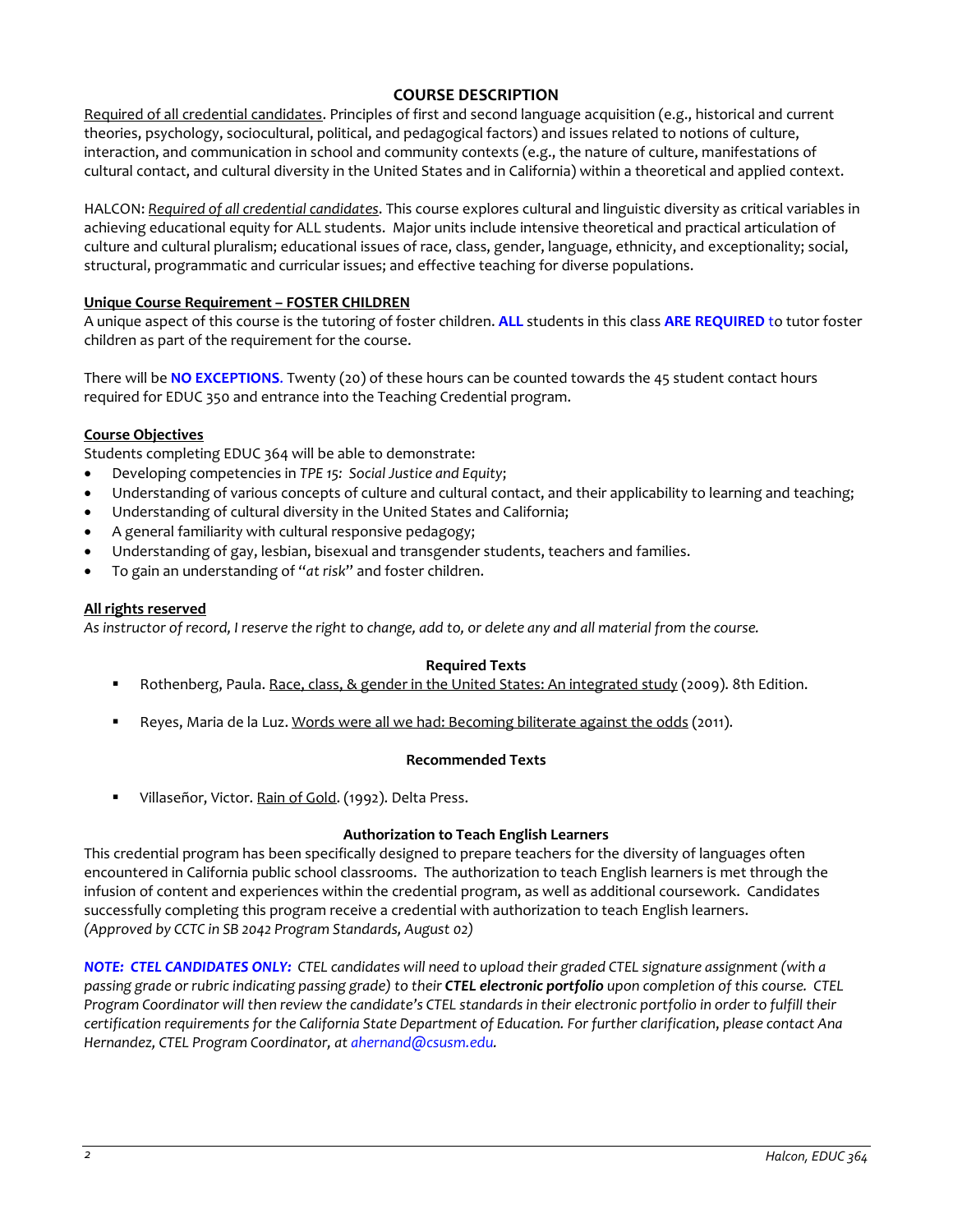## COURSE DESCRIPTION

Required of all credential candidates. Principles of first and second language acquisition (e.g., historical and current theories, psychology, sociocultural, political, and pedagogical factors) and issues related to notions of culture, interaction, and communication in school and community contexts (e.g., the nature of culture, manifestations of cultural contact, and cultural diversity in the United States and in California) within a theoretical and applied context.

HALCON: *Required of all credential candidates*. This course explores cultural and linguistic diversity as critical variables in achieving educational equity for ALL students. Major units include intensive theoretical and practical articulation of culture and cultural pluralism; educational issues of race, class, gender, language, ethnicity, and exceptionality; social, structural, programmatic and curricular issues; and effective teaching for diverse populations.

**Unique Course Requirement – FOSTER CHILDREN**

A unique aspect of this course is the tutoring of foster children. **ALL** students in this class **ARE REQUIRED** to tutor foster children as part of the requirement for the course.

There will be **NO EXCEPTIONS**. Twenty (20) of these hours can be counted towards the 45 student contact hours required for EDUC 350 and entrance into the Teaching Credential program.

**Course Objectives**

Students completing EDUC 364 will be able to demonstrate:

- Developing competencies in *TPE 15: Social Justice and Equity*;
- Understanding of various concepts of culture and cultural contact, and their applicability to learning and teaching;
- Understanding of cultural diversity in the United States and California;
- A general familiarity with cultural responsive pedagogy;
- Understanding of gay, lesbian, bisexual and transgender students, teachers and families.
- To gain an understanding of "*at risk*" and foster children.

**All rights reserved**

*As instructor of record, I reserve the right to change, add to, or delete any and all material from the course.*

### Required Texts

- Rothenberg, Paula. Race, class, & gender in the United States: An integrated study (2009). 8th Edition.
- Reyes, Maria de la Luz. Words were all we had: Becoming biliterate against the odds (2011).

### Recommended Texts

- Villaseñor, Victor. Rain of Gold. (1992). Delta Press.

### Authorization to Teach English Learners

This credential program has been specifically designed to prepare teachers for the diversity of languages often encountered in California public school classrooms. The authorization to teach English learners is met through the infusion of content and experiences within the credential program, as well as additional coursework. Candidates successfully completing this program receive a credential with authorization to teach English learners. *(Approved by CCTC in SB 2042 Program Standards, August 02)*

***NOTE: CTEL CANDIDATES ONLY:*** *CTEL candidates will need to upload their graded CTEL signature assignment (with a passing grade or rubric indicating passing grade) to their* ***CTEL electronic portfolio*** *upon completion of this course. CTEL Program Coordinator will then review the candidate's CTEL standards in their electronic portfolio in order to fulfill their certification requirements for the California State Department of Education. For further clarification, please contact Ana Hernandez, CTEL Program Coordinator, at ahernand@csusm.edu.*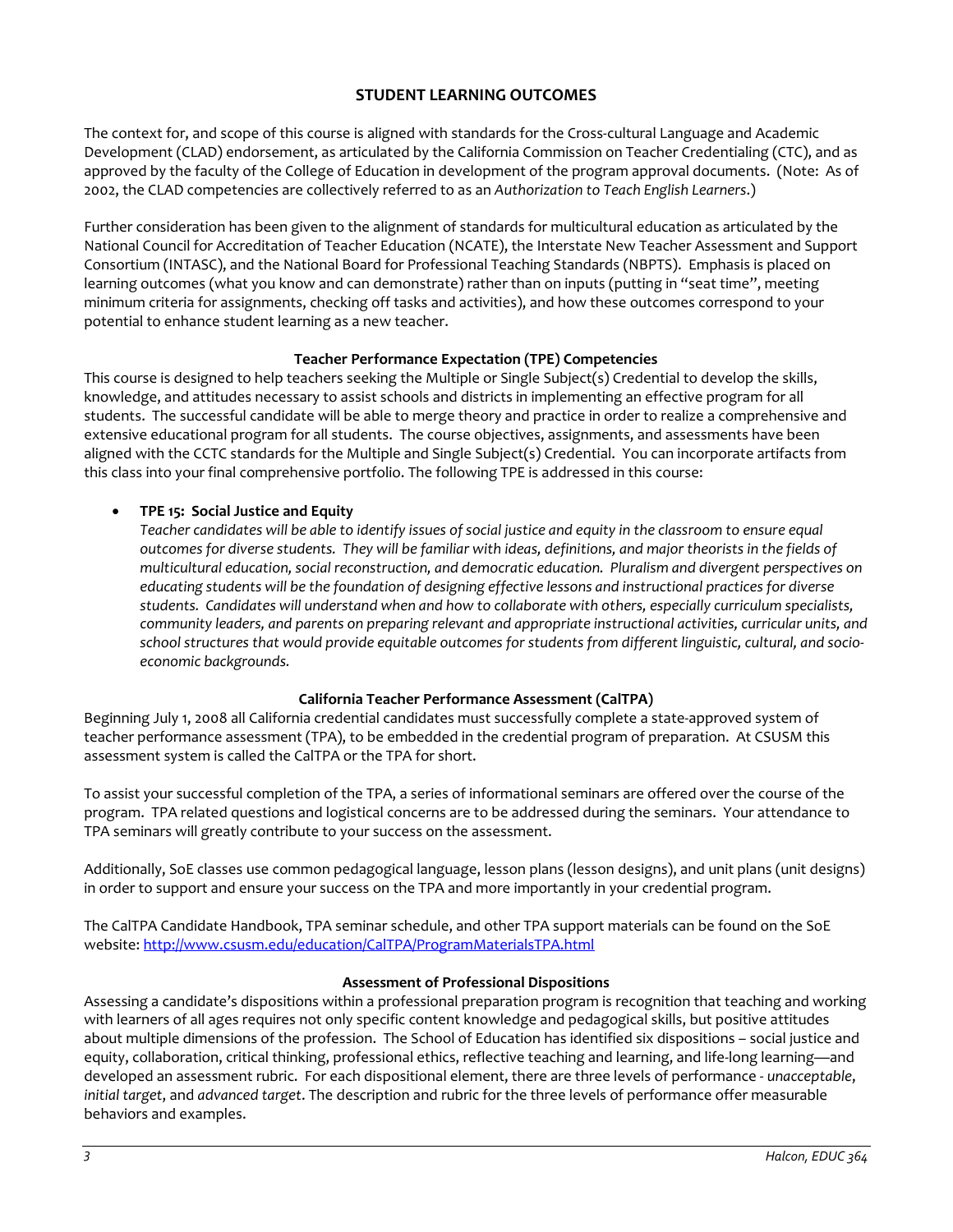## STUDENT LEARNING OUTCOMES

The context for, and scope of this course is aligned with standards for the Cross-cultural Language and Academic Development (CLAD) endorsement, as articulated by the California Commission on Teacher Credentialing (CTC), and as approved by the faculty of the College of Education in development of the program approval documents. (Note: As of 2002, the CLAD competencies are collectively referred to as an *Authorization to Teach English Learners*.)

Further consideration has been given to the alignment of standards for multicultural education as articulated by the National Council for Accreditation of Teacher Education (NCATE), the Interstate New Teacher Assessment and Support Consortium (INTASC), and the National Board for Professional Teaching Standards (NBPTS). Emphasis is placed on learning outcomes (what you know and can demonstrate) rather than on inputs (putting in "seat time", meeting minimum criteria for assignments, checking off tasks and activities), and how these outcomes correspond to your potential to enhance student learning as a new teacher.

### Teacher Performance Expectation (TPE) Competencies

This course is designed to help teachers seeking the Multiple or Single Subject(s) Credential to develop the skills, knowledge, and attitudes necessary to assist schools and districts in implementing an effective program for all students. The successful candidate will be able to merge theory and practice in order to realize a comprehensive and extensive educational program for all students. The course objectives, assignments, and assessments have been aligned with the CCTC standards for the Multiple and Single Subject(s) Credential. You can incorporate artifacts from this class into your final comprehensive portfolio. The following TPE is addressed in this course:

- **TPE 15: Social Justice and Equity**
  *Teacher candidates will be able to identify issues of social justice and equity in the classroom to ensure equal outcomes for diverse students. They will be familiar with ideas, definitions, and major theorists in the fields of multicultural education, social reconstruction, and democratic education. Pluralism and divergent perspectives on educating students will be the foundation of designing effective lessons and instructional practices for diverse students. Candidates will understand when and how to collaborate with others, especially curriculum specialists, community leaders, and parents on preparing relevant and appropriate instructional activities, curricular units, and school structures that would provide equitable outcomes for students from different linguistic, cultural, and socio-economic backgrounds.*

### California Teacher Performance Assessment (CalTPA)

Beginning July 1, 2008 all California credential candidates must successfully complete a state-approved system of teacher performance assessment (TPA), to be embedded in the credential program of preparation. At CSUSM this assessment system is called the CalTPA or the TPA for short.

To assist your successful completion of the TPA, a series of informational seminars are offered over the course of the program. TPA related questions and logistical concerns are to be addressed during the seminars. Your attendance to TPA seminars will greatly contribute to your success on the assessment.

Additionally, SoE classes use common pedagogical language, lesson plans (lesson designs), and unit plans (unit designs) in order to support and ensure your success on the TPA and more importantly in your credential program.

The CalTPA Candidate Handbook, TPA seminar schedule, and other TPA support materials can be found on the SoE website: http://www.csusm.edu/education/CalTPA/ProgramMaterialsTPA.html

### Assessment of Professional Dispositions

Assessing a candidate's dispositions within a professional preparation program is recognition that teaching and working with learners of all ages requires not only specific content knowledge and pedagogical skills, but positive attitudes about multiple dimensions of the profession. The School of Education has identified six dispositions – social justice and equity, collaboration, critical thinking, professional ethics, reflective teaching and learning, and life-long learning—and developed an assessment rubric. For each dispositional element, there are three levels of performance - *unacceptable*, *initial target*, and *advanced target*. The description and rubric for the three levels of performance offer measurable behaviors and examples.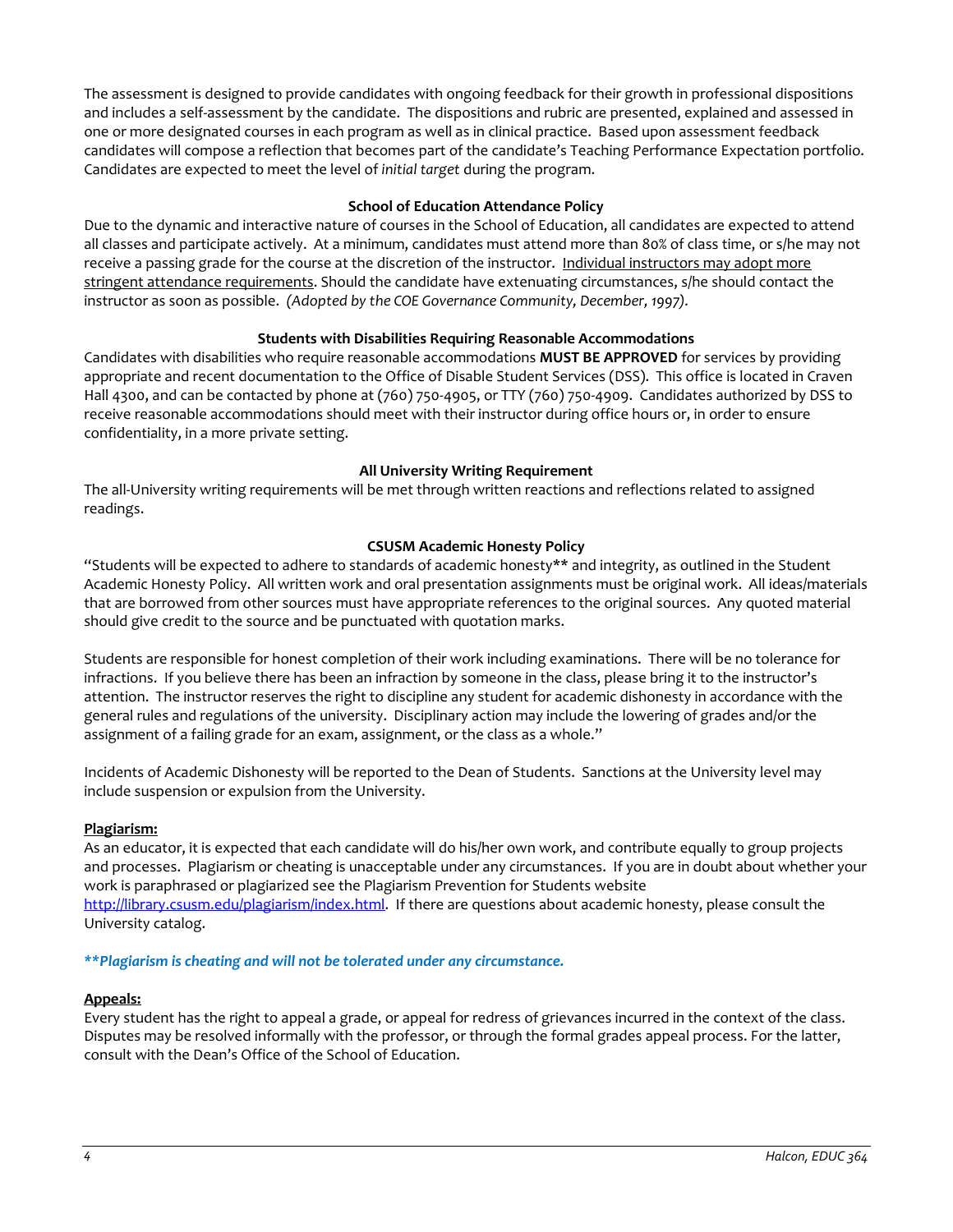The assessment is designed to provide candidates with ongoing feedback for their growth in professional dispositions and includes a self-assessment by the candidate. The dispositions and rubric are presented, explained and assessed in one or more designated courses in each program as well as in clinical practice. Based upon assessment feedback candidates will compose a reflection that becomes part of the candidate's Teaching Performance Expectation portfolio. Candidates are expected to meet the level of *initial target* during the program.

### School of Education Attendance Policy

Due to the dynamic and interactive nature of courses in the School of Education, all candidates are expected to attend all classes and participate actively. At a minimum, candidates must attend more than 80% of class time, or s/he may not receive a passing grade for the course at the discretion of the instructor. Individual instructors may adopt more stringent attendance requirements. Should the candidate have extenuating circumstances, s/he should contact the instructor as soon as possible. *(Adopted by the COE Governance Community, December, 1997).*

### Students with Disabilities Requiring Reasonable Accommodations

Candidates with disabilities who require reasonable accommodations **MUST BE APPROVED** for services by providing appropriate and recent documentation to the Office of Disable Student Services (DSS). This office is located in Craven Hall 4300, and can be contacted by phone at (760) 750-4905, or TTY (760) 750-4909. Candidates authorized by DSS to receive reasonable accommodations should meet with their instructor during office hours or, in order to ensure confidentiality, in a more private setting.

### All University Writing Requirement

The all-University writing requirements will be met through written reactions and reflections related to assigned readings.

### CSUSM Academic Honesty Policy

"Students will be expected to adhere to standards of academic honesty** and integrity, as outlined in the Student Academic Honesty Policy. All written work and oral presentation assignments must be original work. All ideas/materials that are borrowed from other sources must have appropriate references to the original sources. Any quoted material should give credit to the source and be punctuated with quotation marks.

Students are responsible for honest completion of their work including examinations. There will be no tolerance for infractions. If you believe there has been an infraction by someone in the class, please bring it to the instructor's attention. The instructor reserves the right to discipline any student for academic dishonesty in accordance with the general rules and regulations of the university. Disciplinary action may include the lowering of grades and/or the assignment of a failing grade for an exam, assignment, or the class as a whole."

Incidents of Academic Dishonesty will be reported to the Dean of Students. Sanctions at the University level may include suspension or expulsion from the University.

**Plagiarism:**

As an educator, it is expected that each candidate will do his/her own work, and contribute equally to group projects and processes. Plagiarism or cheating is unacceptable under any circumstances. If you are in doubt about whether your work is paraphrased or plagiarized see the Plagiarism Prevention for Students website http://library.csusm.edu/plagiarism/index.html. If there are questions about academic honesty, please consult the University catalog.

***\*\*Plagiarism is cheating and will not be tolerated under any circumstance.***

**Appeals:**

Every student has the right to appeal a grade, or appeal for redress of grievances incurred in the context of the class. Disputes may be resolved informally with the professor, or through the formal grades appeal process. For the latter, consult with the Dean's Office of the School of Education.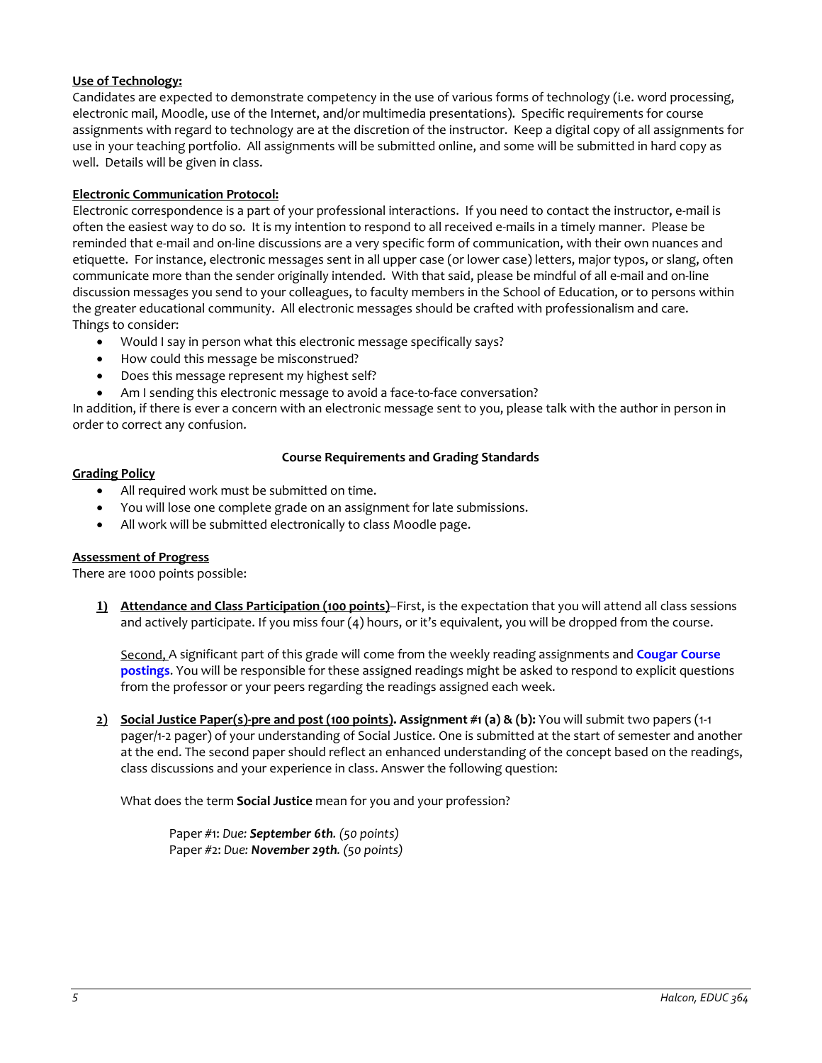**Use of Technology:**

Candidates are expected to demonstrate competency in the use of various forms of technology (i.e. word processing, electronic mail, Moodle, use of the Internet, and/or multimedia presentations). Specific requirements for course assignments with regard to technology are at the discretion of the instructor. Keep a digital copy of all assignments for use in your teaching portfolio. All assignments will be submitted online, and some will be submitted in hard copy as well. Details will be given in class.

**Electronic Communication Protocol:**

Electronic correspondence is a part of your professional interactions. If you need to contact the instructor, e-mail is often the easiest way to do so. It is my intention to respond to all received e-mails in a timely manner. Please be reminded that e-mail and on-line discussions are a very specific form of communication, with their own nuances and etiquette. For instance, electronic messages sent in all upper case (or lower case) letters, major typos, or slang, often communicate more than the sender originally intended. With that said, please be mindful of all e-mail and on-line discussion messages you send to your colleagues, to faculty members in the School of Education, or to persons within the greater educational community. All electronic messages should be crafted with professionalism and care.
Things to consider:

- Would I say in person what this electronic message specifically says?
- How could this message be misconstrued?
- Does this message represent my highest self?
- Am I sending this electronic message to avoid a face-to-face conversation?

In addition, if there is ever a concern with an electronic message sent to you, please talk with the author in person in order to correct any confusion.

## Course Requirements and Grading Standards

**Grading Policy**

- All required work must be submitted on time.
- You will lose one complete grade on an assignment for late submissions.
- All work will be submitted electronically to class Moodle page.

**Assessment of Progress**

There are 1000 points possible:

1) **Attendance and Class Participation (100 points)**–First, is the expectation that you will attend all class sessions and actively participate. If you miss four (4) hours, or it's equivalent, you will be dropped from the course.

   Second, A significant part of this grade will come from the weekly reading assignments and **Cougar Course postings**. You will be responsible for these assigned readings might be asked to respond to explicit questions from the professor or your peers regarding the readings assigned each week.

2) **Social Justice Paper(s)-pre and post (100 points). Assignment #1 (a) & (b):** You will submit two papers (1-1 pager/1-2 pager) of your understanding of Social Justice. One is submitted at the start of semester and another at the end. The second paper should reflect an enhanced understanding of the concept based on the readings, class discussions and your experience in class. Answer the following question:

   What does the term **Social Justice** mean for you and your profession?

   Paper #1: *Due:* ***September 6th****. (50 points)*
   Paper #2: *Due:* ***November 29th****. (50 points)*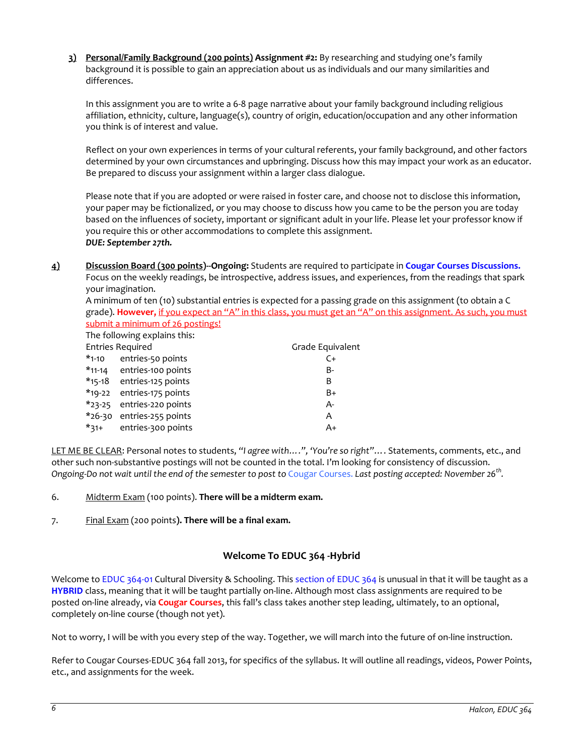3) **Personal/Family Background (200 points) Assignment #2:** By researching and studying one's family background it is possible to gain an appreciation about us as individuals and our many similarities and differences.

In this assignment you are to write a 6-8 page narrative about your family background including religious affiliation, ethnicity, culture, language(s), country of origin, education/occupation and any other information you think is of interest and value.

Reflect on your own experiences in terms of your cultural referents, your family background, and other factors determined by your own circumstances and upbringing. Discuss how this may impact your work as an educator. Be prepared to discuss your assignment within a larger class dialogue.

Please note that if you are adopted or were raised in foster care, and choose not to disclose this information, your paper may be fictionalized, or you may choose to discuss how you came to be the person you are today based on the influences of society, important or significant adult in your life. Please let your professor know if you require this or other accommodations to complete this assignment.
***DUE: September 27th.***

4) **Discussion Board (300 points)--Ongoing:** Students are required to participate in **Cougar Courses Discussions.** Focus on the weekly readings, be introspective, address issues, and experiences, from the readings that spark your imagination.
A minimum of ten (10) substantial entries is expected for a passing grade on this assignment (to obtain a C grade). **However,** if you expect an "A" in this class, you must get an "A" on this assignment. As such, you must submit a minimum of 26 postings!
The following explains this:

| Entries Required | | Grade Equivalent |
|---|---|---|
| *1-10 | entries-50 points | C+ |
| *11-14 | entries-100 points | B- |
| *15-18 | entries-125 points | B |
| *19-22 | entries-175 points | B+ |
| *23-25 | entries-220 points | A- |
| *26-30 | entries-255 points | A |
| *31+ | entries-300 points | A+ |

LET ME BE CLEAR: Personal notes to students, *"I agree with….", 'You're so right"….* Statements, comments, etc., and other such non-substantive postings will not be counted in the total. I'm looking for consistency of discussion. *Ongoing-Do not wait until the end of the semester to post to* Cougar Courses. *Last posting accepted: November 26th.*

6. Midterm Exam (100 points). **There will be a midterm exam.**

7. Final Exam (200 points). **There will be a final exam.**

## Welcome To EDUC 364 -Hybrid

Welcome to EDUC 364-01 Cultural Diversity & Schooling. This section of EDUC 364 is unusual in that it will be taught as a **HYBRID** class, meaning that it will be taught partially on-line. Although most class assignments are required to be posted on-line already, via **Cougar Courses**, this fall's class takes another step leading, ultimately, to an optional, completely on-line course (though not yet).

Not to worry, I will be with you every step of the way. Together, we will march into the future of on-line instruction.

Refer to Cougar Courses-EDUC 364 fall 2013, for specifics of the syllabus. It will outline all readings, videos, Power Points, etc., and assignments for the week.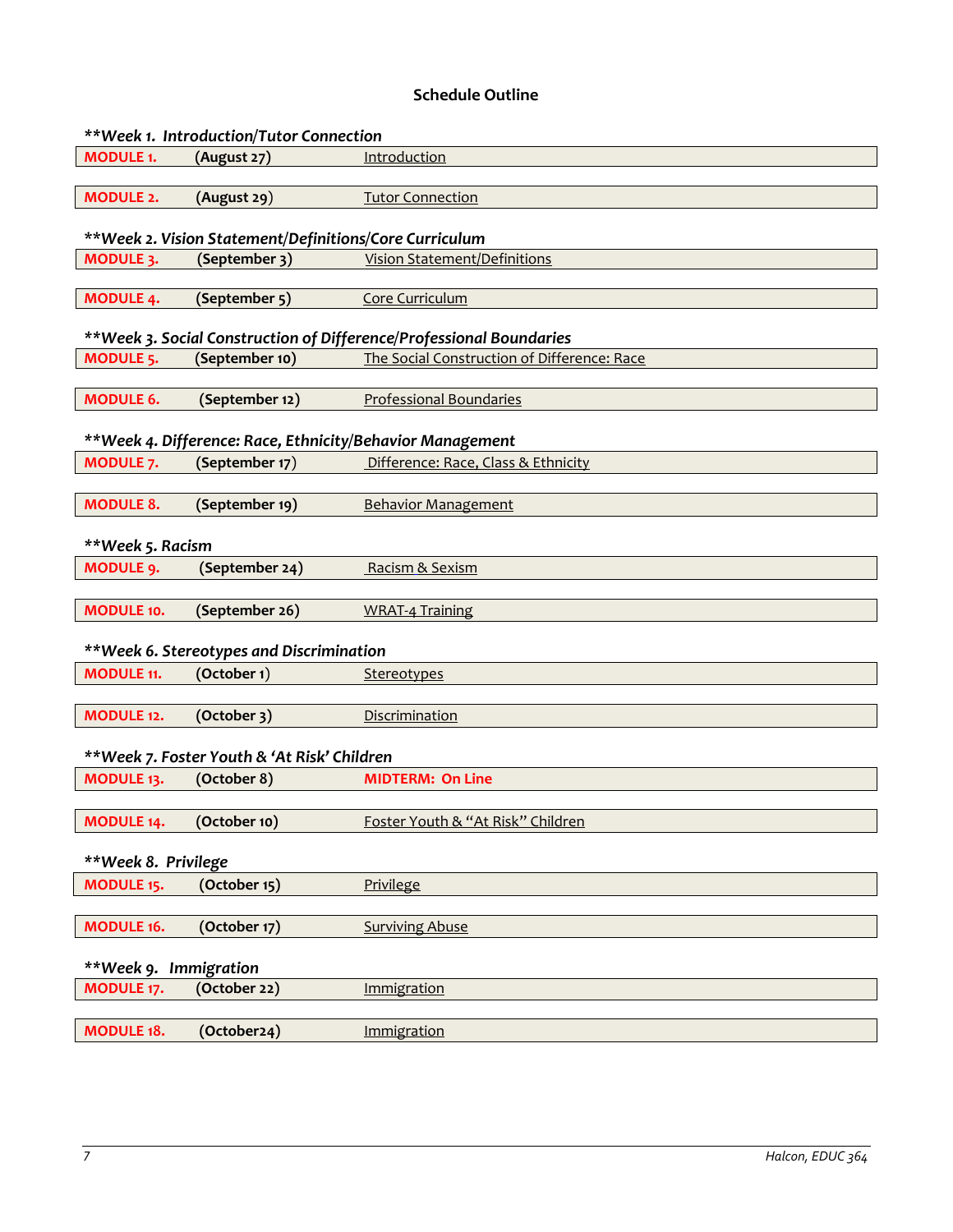## Schedule Outline

***\*Week 1. Introduction/Tutor Connection***

| | | |
|---|---|---|
| **MODULE 1.** | **(August 27)** | Introduction |
| **MODULE 2.** | **(August 29)** | Tutor Connection |

***\*Week 2. Vision Statement/Definitions/Core Curriculum***

| | | |
|---|---|---|
| **MODULE 3.** | **(September 3)** | Vision Statement/Definitions |
| **MODULE 4.** | **(September 5)** | Core Curriculum |

***\*Week 3. Social Construction of Difference/Professional Boundaries***

| | | |
|---|---|---|
| **MODULE 5.** | **(September 10)** | The Social Construction of Difference: Race |
| **MODULE 6.** | **(September 12)** | Professional Boundaries |

***\*Week 4. Difference: Race, Ethnicity/Behavior Management***

| | | |
|---|---|---|
| **MODULE 7.** | **(September 17)** | Difference: Race, Class & Ethnicity |
| **MODULE 8.** | **(September 19)** | Behavior Management |

***\*Week 5. Racism***

| | | |
|---|---|---|
| **MODULE 9.** | **(September 24)** | Racism & Sexism |
| **MODULE 10.** | **(September 26)** | WRAT-4 Training |

***\*Week 6. Stereotypes and Discrimination***

| | | |
|---|---|---|
| **MODULE 11.** | **(October 1)** | Stereotypes |
| **MODULE 12.** | **(October 3)** | Discrimination |

***\*Week 7. Foster Youth & 'At Risk' Children***

| | | |
|---|---|---|
| **MODULE 13.** | **(October 8)** | **MIDTERM: On Line** |
| **MODULE 14.** | **(October 10)** | Foster Youth & "At Risk" Children |

***\*Week 8. Privilege***

| | | |
|---|---|---|
| **MODULE 15.** | **(October 15)** | Privilege |
| **MODULE 16.** | **(October 17)** | Surviving Abuse |

***\*Week 9. Immigration***

| | | |
|---|---|---|
| **MODULE 17.** | **(October 22)** | Immigration |
| **MODULE 18.** | **(October24)** | Immigration |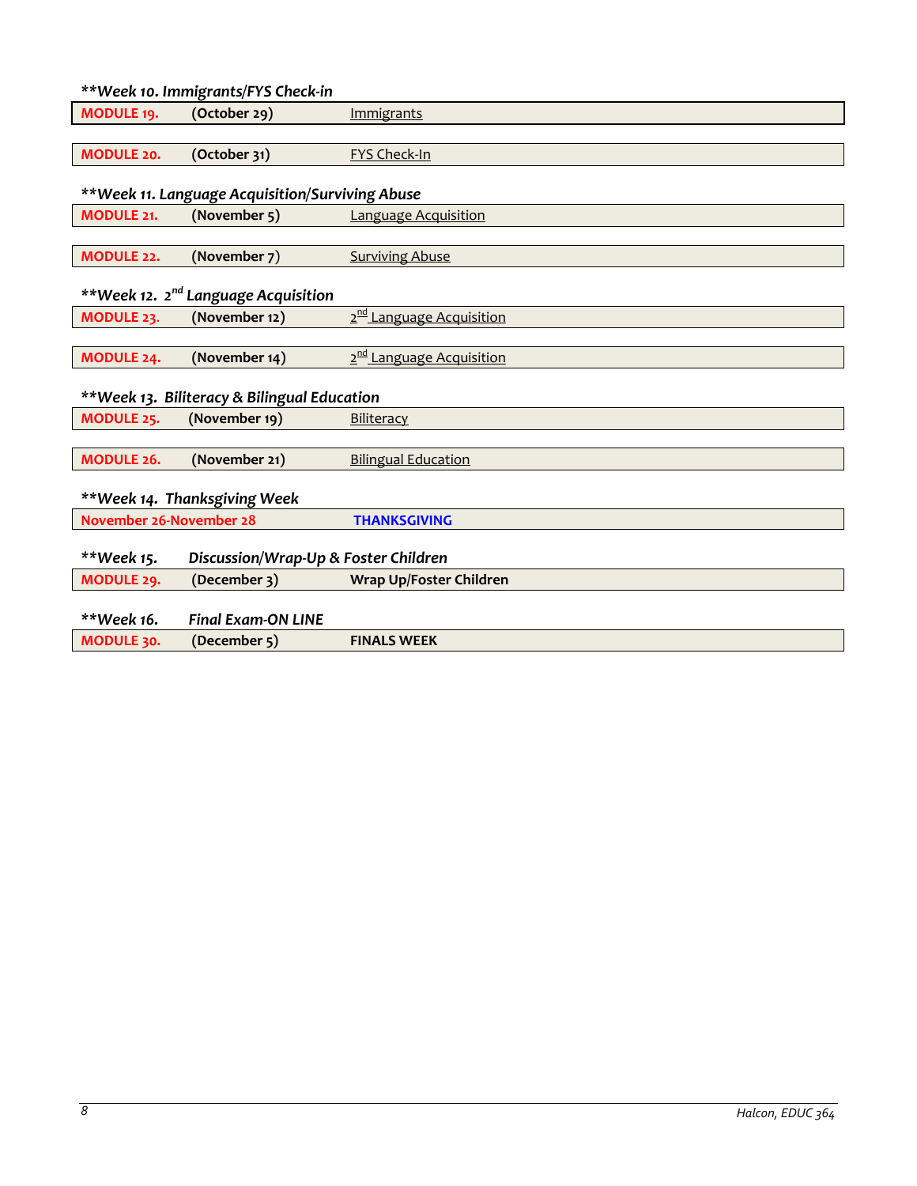***Week 10. Immigrants/FYS Check-in***

| | | |
|---|---|---|
| **MODULE 19.** | **(October 29)** | Immigrants |
| **MODULE 20.** | **(October 31)** | FYS Check-In |

***Week 11. Language Acquisition/Surviving Abuse***

| | | |
|---|---|---|
| **MODULE 21.** | **(November 5)** | Language Acquisition |
| **MODULE 22.** | **(November 7)** | Surviving Abuse |

***Week 12. 2nd Language Acquisition***

| | | |
|---|---|---|
| **MODULE 23.** | **(November 12)** | 2nd Language Acquisition |
| **MODULE 24.** | **(November 14)** | 2nd Language Acquisition |

***Week 13. Biliteracy & Bilingual Education***

| | | |
|---|---|---|
| **MODULE 25.** | **(November 19)** | Biliteracy |
| **MODULE 26.** | **(November 21)** | Bilingual Education |

***Week 14. Thanksgiving Week***

| | |
|---|---|
| **November 26-November 28** | **THANKSGIVING** |

***Week 15. Discussion/Wrap-Up & Foster Children***

| | | |
|---|---|---|
| **MODULE 29.** | **(December 3)** | **Wrap Up/Foster Children** |

***Week 16. Final Exam-ON LINE***

| | | |
|---|---|---|
| **MODULE 30.** | **(December 5)** | **FINALS WEEK** |